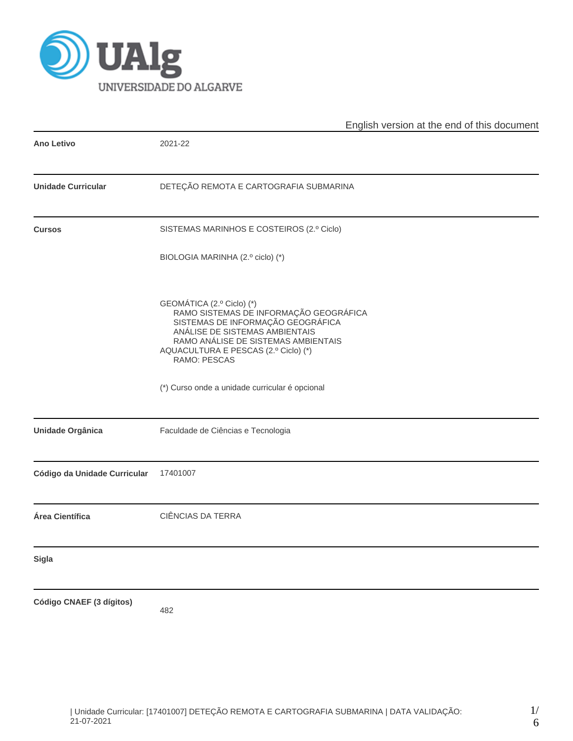English version at the end of this document

| | |
|---|---|
| **Ano Letivo** | 2021-22 |
| **Unidade Curricular** | DETEÇÃO REMOTA E CARTOGRAFIA SUBMARINA |
| **Cursos** | SISTEMAS MARINHOS E COSTEIROS (2.º Ciclo)<br><br>BIOLOGIA MARINHA (2.º ciclo) (*)<br><br>GEOMÁTICA (2.º Ciclo) (*)<br>RAMO SISTEMAS DE INFORMAÇÃO GEOGRÁFICA<br>SISTEMAS DE INFORMAÇÃO GEOGRÁFICA<br>ANÁLISE DE SISTEMAS AMBIENTAIS<br>RAMO ANÁLISE DE SISTEMAS AMBIENTAIS<br>AQUACULTURA E PESCAS (2.º Ciclo) (*)<br>RAMO: PESCAS<br><br>(*) Curso onde a unidade curricular é opcional |
| **Unidade Orgânica** | Faculdade de Ciências e Tecnologia |
| **Código da Unidade Curricular** | 17401007 |
| **Área Científica** | CIÊNCIAS DA TERRA |
| **Sigla** | |
| **Código CNAEF (3 dígitos)** | 482 |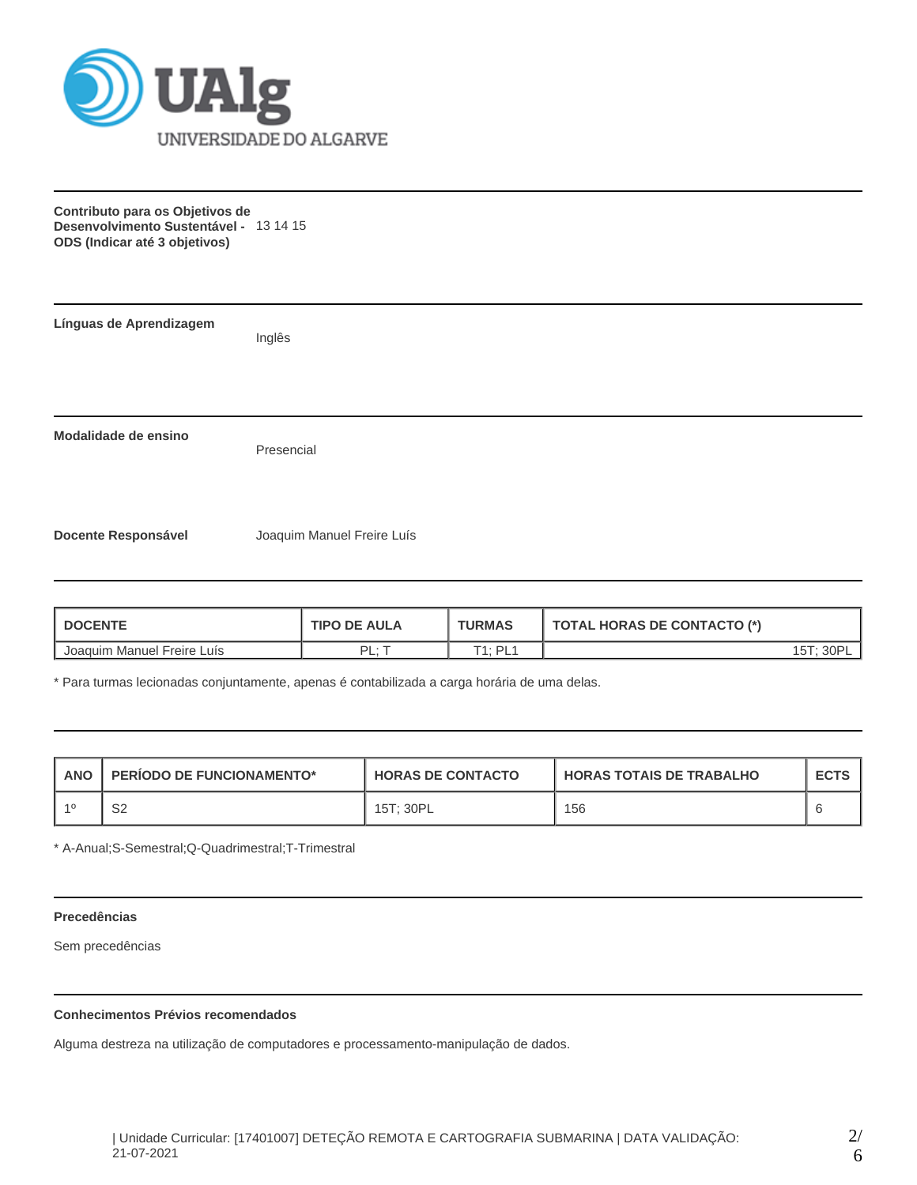**Contributo para os Objetivos de Desenvolvimento Sustentável - ODS (Indicar até 3 objetivos)** 13 14 15

**Línguas de Aprendizagem**

Inglês

**Modalidade de ensino**

Presencial

**Docente Responsável** Joaquim Manuel Freire Luís

| DOCENTE | TIPO DE AULA | TURMAS | TOTAL HORAS DE CONTACTO (*) |
|---|---|---|---|
| Joaquim Manuel Freire Luís | PL; T | T1; PL1 | 15T; 30PL |

* Para turmas lecionadas conjuntamente, apenas é contabilizada a carga horária de uma delas.

| ANO | PERÍODO DE FUNCIONAMENTO* | HORAS DE CONTACTO | HORAS TOTAIS DE TRABALHO | ECTS |
|---|---|---|---|---|
| 1º | S2 | 15T; 30PL | 156 | 6 |

* A-Anual;S-Semestral;Q-Quadrimestral;T-Trimestral

**Precedências**

Sem precedências

**Conhecimentos Prévios recomendados**

Alguma destreza na utilização de computadores e processamento-manipulação de dados.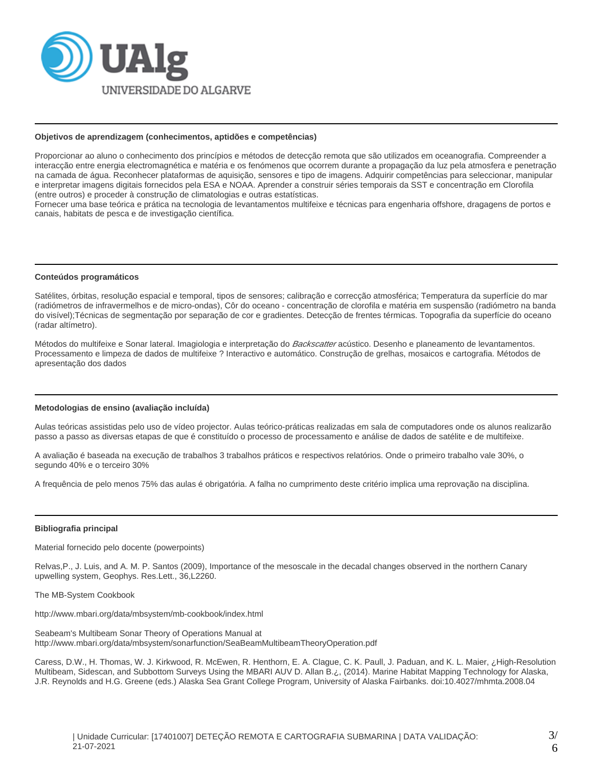### Objetivos de aprendizagem (conhecimentos, aptidões e competências)

Proporcionar ao aluno o conhecimento dos princípios e métodos de detecção remota que são utilizados em oceanografia. Compreender a interacção entre energia electromagnética e matéria e os fenómenos que ocorrem durante a propagação da luz pela atmosfera e penetração na camada de água. Reconhecer plataformas de aquisição, sensores e tipo de imagens. Adquirir competências para seleccionar, manipular e interpretar imagens digitais fornecidos pela ESA e NOAA. Aprender a construir séries temporais da SST e concentração em Clorofila (entre outros) e proceder à construção de climatologias e outras estatísticas.
Fornecer uma base teórica e prática na tecnologia de levantamentos multifeixe e técnicas para engenharia offshore, dragagens de portos e canais, habitats de pesca e de investigação científica.

### Conteúdos programáticos

Satélites, órbitas, resolução espacial e temporal, tipos de sensores; calibração e correcção atmosférica; Temperatura da superfície do mar (radiómetros de infravermelhos e de micro-ondas), Côr do oceano - concentração de clorofila e matéria em suspensão (radiómetro na banda do visível);Técnicas de segmentação por separação de cor e gradientes. Detecção de frentes térmicas. Topografia da superfície do oceano (radar altímetro).

Métodos do multifeixe e Sonar lateral. Imagiologia e interpretação do *Backscatter* acústico. Desenho e planeamento de levantamentos. Processamento e limpeza de dados de multifeixe ? Interactivo e automático. Construção de grelhas, mosaicos e cartografia. Métodos de apresentação dos dados

### Metodologias de ensino (avaliação incluída)

Aulas teóricas assistidas pelo uso de vídeo projector. Aulas teórico-práticas realizadas em sala de computadores onde os alunos realizarão passo a passo as diversas etapas de que é constituído o processo de processamento e análise de dados de satélite e de multifeixe.

A avaliação é baseada na execução de trabalhos 3 trabalhos práticos e respectivos relatórios. Onde o primeiro trabalho vale 30%, o segundo 40% e o terceiro 30%

A frequência de pelo menos 75% das aulas é obrigatória. A falha no cumprimento deste critério implica uma reprovação na disciplina.

### Bibliografia principal

Material fornecido pelo docente (powerpoints)

Relvas,P., J. Luis, and A. M. P. Santos (2009), Importance of the mesoscale in the decadal changes observed in the northern Canary upwelling system, Geophys. Res.Lett., 36,L2260.

The MB-System Cookbook

http://www.mbari.org/data/mbsystem/mb-cookbook/index.html

Seabeam's Multibeam Sonar Theory of Operations Manual at
http://www.mbari.org/data/mbsystem/sonarfunction/SeaBeamMultibeamTheoryOperation.pdf

Caress, D.W., H. Thomas, W. J. Kirkwood, R. McEwen, R. Henthorn, E. A. Clague, C. K. Paull, J. Paduan, and K. L. Maier, ¿High-Resolution Multibeam, Sidescan, and Subbottom Surveys Using the MBARI AUV D. Allan B.¿, (2014). Marine Habitat Mapping Technology for Alaska, J.R. Reynolds and H.G. Greene (eds.) Alaska Sea Grant College Program, University of Alaska Fairbanks. doi:10.4027/mhmta.2008.04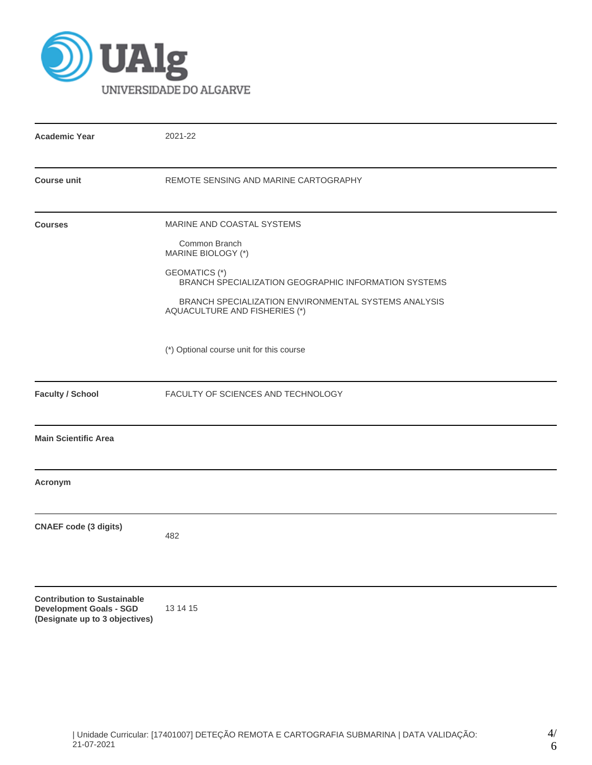| | |
|---|---|
| **Academic Year** | 2021-22 |
| **Course unit** | REMOTE SENSING AND MARINE CARTOGRAPHY |
| **Courses** | MARINE AND COASTAL SYSTEMS<br>Common Branch<br>MARINE BIOLOGY (*)<br><br>GEOMATICS (*)<br>BRANCH SPECIALIZATION GEOGRAPHIC INFORMATION SYSTEMS<br><br>BRANCH SPECIALIZATION ENVIRONMENTAL SYSTEMS ANALYSIS<br>AQUACULTURE AND FISHERIES (*)<br><br>(*) Optional course unit for this course |
| **Faculty / School** | FACULTY OF SCIENCES AND TECHNOLOGY |
| **Main Scientific Area** | |
| **Acronym** | |
| **CNAEF code (3 digits)** | 482 |
| **Contribution to Sustainable Development Goals - SGD (Designate up to 3 objectives)** | 13 14 15 |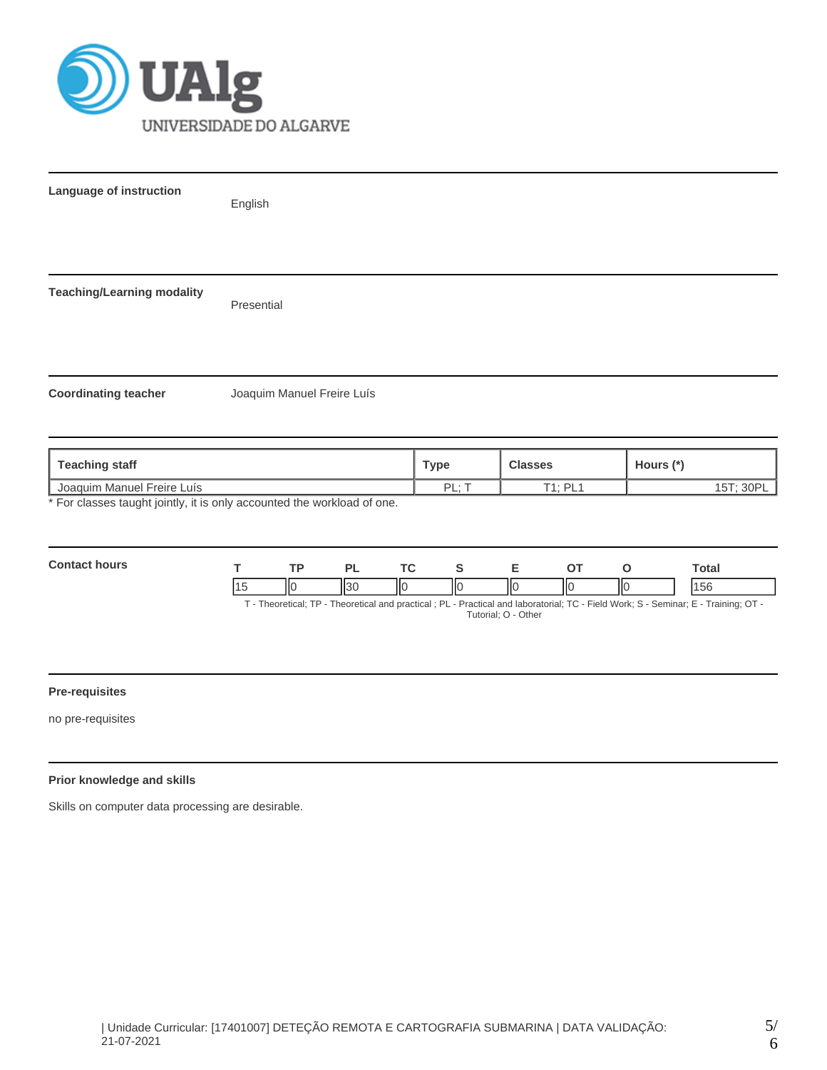**Language of instruction**

English

**Teaching/Learning modality**

Presential

**Coordinating teacher**

Joaquim Manuel Freire Luís

| Teaching staff | Type | Classes | Hours (*) |
|---|---|---|---|
| Joaquim Manuel Freire Luís | PL; T | T1; PL1 | 15T; 30PL |

* For classes taught jointly, it is only accounted the workload of one.

**Contact hours**

| T | TP | PL | TC | S | E | OT | O | Total |
|---|---|---|---|---|---|---|---|---|
| 15 | 0 | 30 | 0 | 0 | 0 | 0 | 0 | 156 |

T - Theoretical; TP - Theoretical and practical ; PL - Practical and laboratorial; TC - Field Work; S - Seminar; E - Training; OT - Tutorial; O - Other

**Pre-requisites**

no pre-requisites

**Prior knowledge and skills**

Skills on computer data processing are desirable.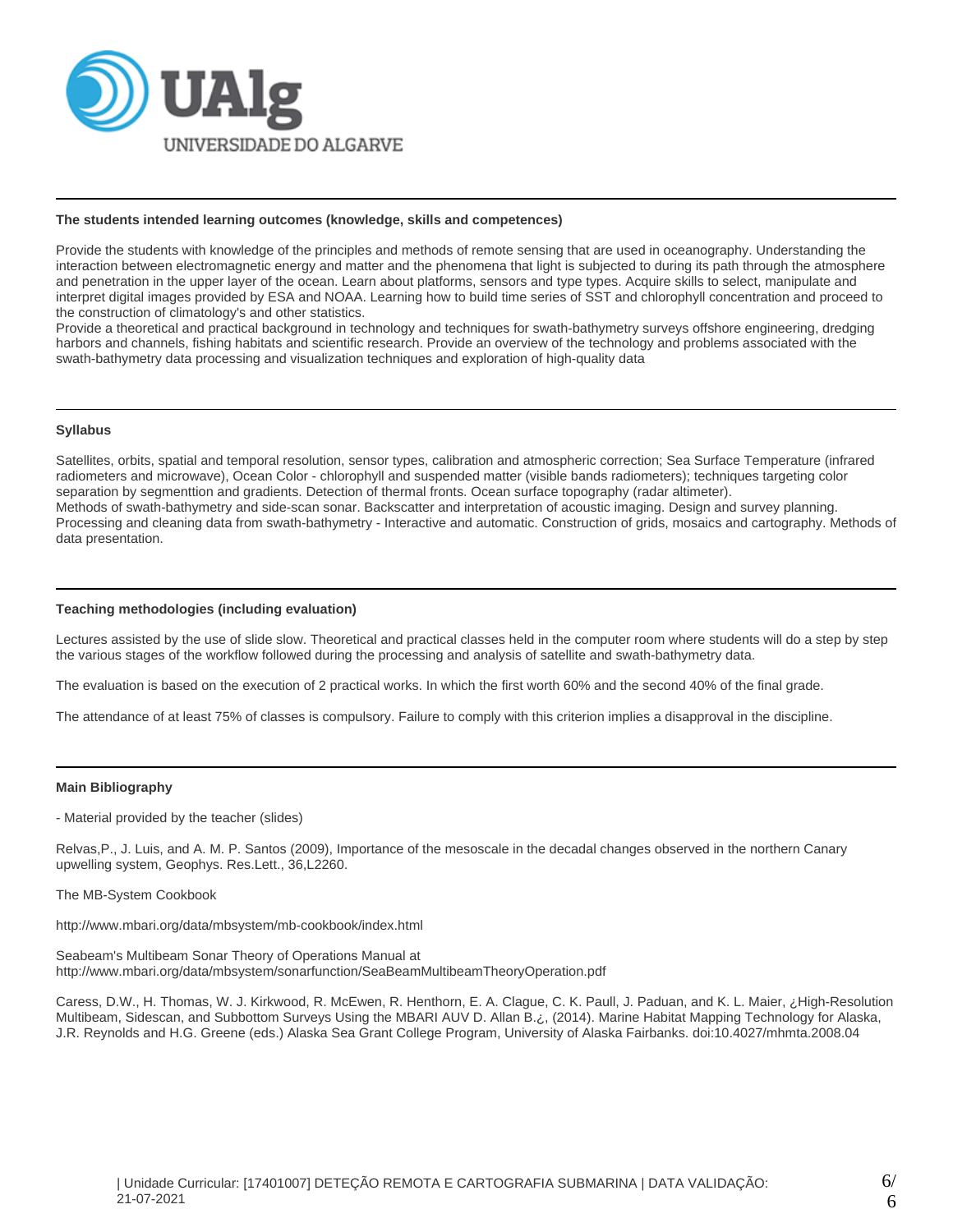### The students intended learning outcomes (knowledge, skills and competences)

Provide the students with knowledge of the principles and methods of remote sensing that are used in oceanography. Understanding the interaction between electromagnetic energy and matter and the phenomena that light is subjected to during its path through the atmosphere and penetration in the upper layer of the ocean. Learn about platforms, sensors and type types. Acquire skills to select, manipulate and interpret digital images provided by ESA and NOAA. Learning how to build time series of SST and chlorophyll concentration and proceed to the construction of climatology's and other statistics.
Provide a theoretical and practical background in technology and techniques for swath-bathymetry surveys offshore engineering, dredging harbors and channels, fishing habitats and scientific research. Provide an overview of the technology and problems associated with the swath-bathymetry data processing and visualization techniques and exploration of high-quality data

### Syllabus

Satellites, orbits, spatial and temporal resolution, sensor types, calibration and atmospheric correction; Sea Surface Temperature (infrared radiometers and microwave), Ocean Color - chlorophyll and suspended matter (visible bands radiometers); techniques targeting color separation by segmenttion and gradients. Detection of thermal fronts. Ocean surface topography (radar altimeter).
Methods of swath-bathymetry and side-scan sonar. Backscatter and interpretation of acoustic imaging. Design and survey planning. Processing and cleaning data from swath-bathymetry - Interactive and automatic. Construction of grids, mosaics and cartography. Methods of data presentation.

### Teaching methodologies (including evaluation)

Lectures assisted by the use of slide slow. Theoretical and practical classes held in the computer room where students will do a step by step the various stages of the workflow followed during the processing and analysis of satellite and swath-bathymetry data.

The evaluation is based on the execution of 2 practical works. In which the first worth 60% and the second 40% of the final grade.

The attendance of at least 75% of classes is compulsory. Failure to comply with this criterion implies a disapproval in the discipline.

### Main Bibliography

- Material provided by the teacher (slides)

Relvas,P., J. Luis, and A. M. P. Santos (2009), Importance of the mesoscale in the decadal changes observed in the northern Canary upwelling system, Geophys. Res.Lett., 36,L2260.

The MB-System Cookbook

http://www.mbari.org/data/mbsystem/mb-cookbook/index.html

Seabeam's Multibeam Sonar Theory of Operations Manual at
http://www.mbari.org/data/mbsystem/sonarfunction/SeaBeamMultibeamTheoryOperation.pdf

Caress, D.W., H. Thomas, W. J. Kirkwood, R. McEwen, R. Henthorn, E. A. Clague, C. K. Paull, J. Paduan, and K. L. Maier, ¿High-Resolution Multibeam, Sidescan, and Subbottom Surveys Using the MBARI AUV D. Allan B.¿, (2014). Marine Habitat Mapping Technology for Alaska, J.R. Reynolds and H.G. Greene (eds.) Alaska Sea Grant College Program, University of Alaska Fairbanks. doi:10.4027/mhmta.2008.04